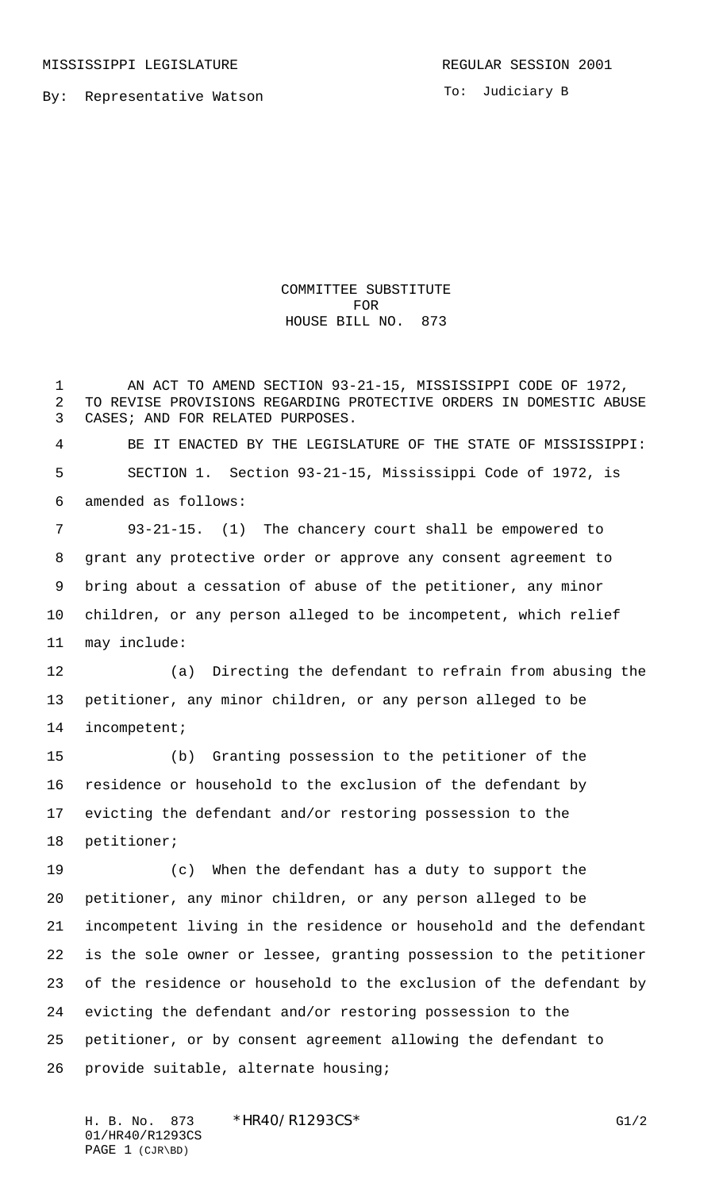MISSISSIPPI LEGISLATURE

REGULAR SESSION 2001

By: Representative Watson

To: Judiciary B

# COMMITTEE SUBSTITUTE FOR HOUSE BILL NO. 873

AN ACT TO AMEND SECTION 93-21-15, MISSISSIPPI CODE OF 1972, TO REVISE PROVISIONS REGARDING PROTECTIVE ORDERS IN DOMESTIC ABUSE CASES; AND FOR RELATED PURPOSES.

BE IT ENACTED BY THE LEGISLATURE OF THE STATE OF MISSISSIPPI:

SECTION 1. Section 93-21-15, Mississippi Code of 1972, is amended as follows:

93-21-15. (1) The chancery court shall be empowered to grant any protective order or approve any consent agreement to bring about a cessation of abuse of the petitioner, any minor children, or any person alleged to be incompetent, which relief may include:

(a) Directing the defendant to refrain from abusing the petitioner, any minor children, or any person alleged to be incompetent;

(b) Granting possession to the petitioner of the residence or household to the exclusion of the defendant by evicting the defendant and/or restoring possession to the petitioner;

(c) When the defendant has a duty to support the petitioner, any minor children, or any person alleged to be incompetent living in the residence or household and the defendant is the sole owner or lessee, granting possession to the petitioner of the residence or household to the exclusion of the defendant by evicting the defendant and/or restoring possession to the petitioner, or by consent agreement allowing the defendant to provide suitable, alternate housing;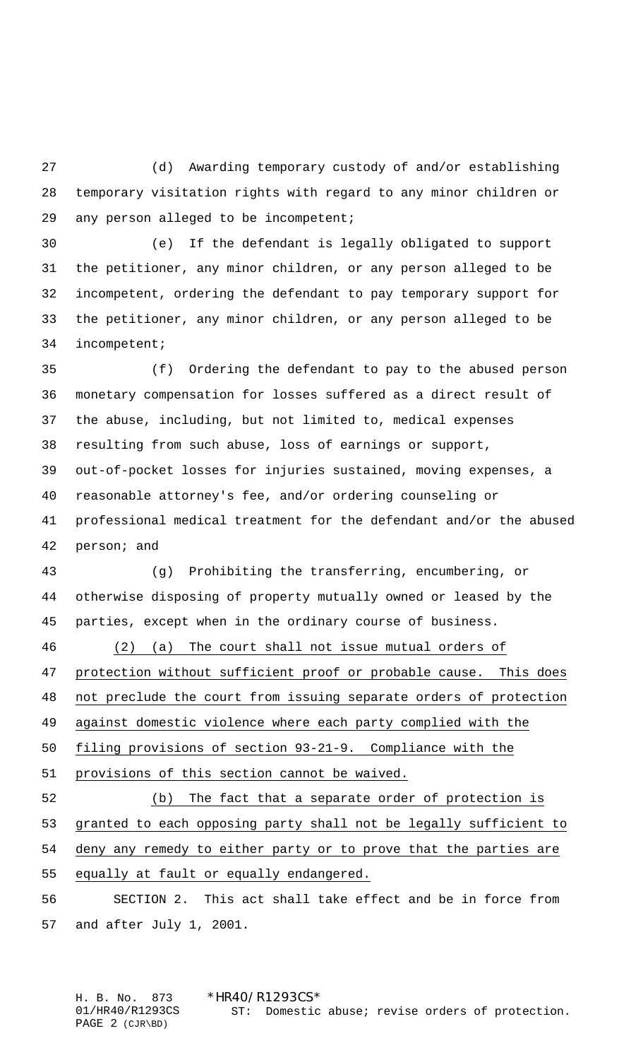(d) Awarding temporary custody of and/or establishing temporary visitation rights with regard to any minor children or any person alleged to be incompetent;

(e) If the defendant is legally obligated to support the petitioner, any minor children, or any person alleged to be incompetent, ordering the defendant to pay temporary support for the petitioner, any minor children, or any person alleged to be incompetent;

(f) Ordering the defendant to pay to the abused person monetary compensation for losses suffered as a direct result of the abuse, including, but not limited to, medical expenses resulting from such abuse, loss of earnings or support, out-of-pocket losses for injuries sustained, moving expenses, a reasonable attorney's fee, and/or ordering counseling or professional medical treatment for the defendant and/or the abused person; and

(g) Prohibiting the transferring, encumbering, or otherwise disposing of property mutually owned or leased by the parties, except when in the ordinary course of business.

<u>(2) (a) The court shall not issue mutual orders of protection without sufficient proof or probable cause. This does not preclude the court from issuing separate orders of protection against domestic violence where each party complied with the filing provisions of section 93-21-9. Compliance with the provisions of this section cannot be waived.</u>

<u>(b) The fact that a separate order of protection is granted to each opposing party shall not be legally sufficient to deny any remedy to either party or to prove that the parties are equally at fault or equally endangered.</u>

SECTION 2. This act shall take effect and be in force from and after July 1, 2001.